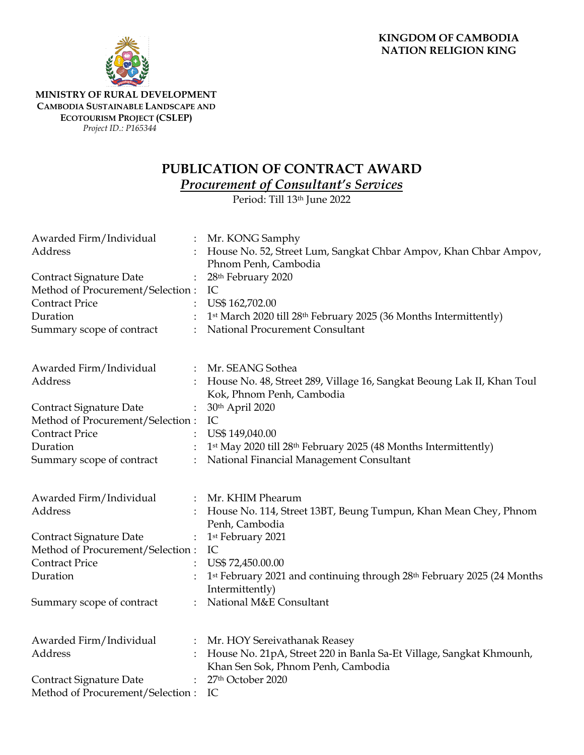**MINISTRY OF RURAL DEVELOPMENT**
**CAMBODIA SUSTAINABLE LANDSCAPE AND ECOTOURISM PROJECT (CSLEP)**
*Project ID.: P165344*

**KINGDOM OF CAMBODIA**
**NATION RELIGION KING**

# PUBLICATION OF CONTRACT AWARD

## *Procurement of Consultant's Services*

Period: Till 13th June 2022

| | | |
|---|---|---|
| Awarded Firm/Individual | : | Mr. KONG Samphy |
| Address | : | House No. 52, Street Lum, Sangkat Chbar Ampov, Khan Chbar Ampov, Phnom Penh, Cambodia |
| Contract Signature Date | : | 28th February 2020 |
| Method of Procurement/Selection | : | IC |
| Contract Price | : | US$ 162,702.00 |
| Duration | : | 1st March 2020 till 28th February 2025 (36 Months Intermittently) |
| Summary scope of contract | : | National Procurement Consultant |

| | | |
|---|---|---|
| Awarded Firm/Individual | : | Mr. SEANG Sothea |
| Address | : | House No. 48, Street 289, Village 16, Sangkat Beoung Lak II, Khan Toul Kok, Phnom Penh, Cambodia |
| Contract Signature Date | : | 30th April 2020 |
| Method of Procurement/Selection | : | IC |
| Contract Price | : | US$ 149,040.00 |
| Duration | : | 1st May 2020 till 28th February 2025 (48 Months Intermittently) |
| Summary scope of contract | : | National Financial Management Consultant |

| | | |
|---|---|---|
| Awarded Firm/Individual | : | Mr. KHIM Phearum |
| Address | : | House No. 114, Street 13BT, Beung Tumpun, Khan Mean Chey, Phnom Penh, Cambodia |
| Contract Signature Date | : | 1st February 2021 |
| Method of Procurement/Selection | : | IC |
| Contract Price | : | US$ 72,450.00.00 |
| Duration | : | 1st February 2021 and continuing through 28th February 2025 (24 Months Intermittently) |
| Summary scope of contract | : | National M&E Consultant |

| | | |
|---|---|---|
| Awarded Firm/Individual | : | Mr. HOY Sereivathanak Reasey |
| Address | : | House No. 21pA, Street 220 in Banla Sa-Et Village, Sangkat Khmounh, Khan Sen Sok, Phnom Penh, Cambodia |
| Contract Signature Date | : | 27th October 2020 |
| Method of Procurement/Selection | : | IC |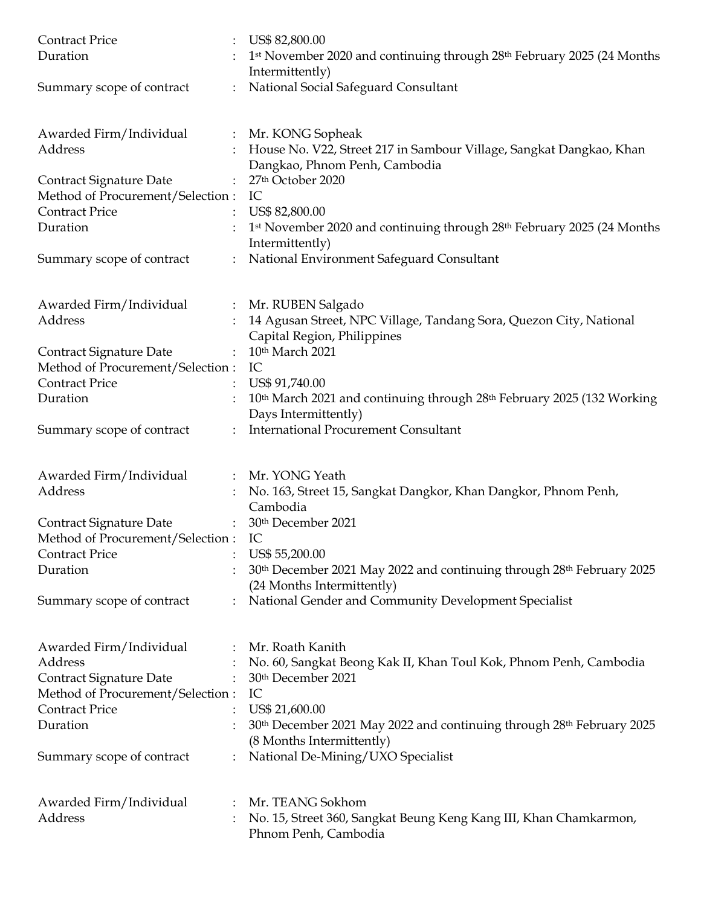Contract Price : US$ 82,800.00
Duration : 1st November 2020 and continuing through 28th February 2025 (24 Months Intermittently)
Summary scope of contract : National Social Safeguard Consultant

Awarded Firm/Individual : Mr. KONG Sopheak
Address : House No. V22, Street 217 in Sambour Village, Sangkat Dangkao, Khan Dangkao, Phnom Penh, Cambodia
Contract Signature Date : 27th October 2020
Method of Procurement/Selection : IC
Contract Price : US$ 82,800.00
Duration : 1st November 2020 and continuing through 28th February 2025 (24 Months Intermittently)
Summary scope of contract : National Environment Safeguard Consultant

Awarded Firm/Individual : Mr. RUBEN Salgado
Address : 14 Agusan Street, NPC Village, Tandang Sora, Quezon City, National Capital Region, Philippines
Contract Signature Date : 10th March 2021
Method of Procurement/Selection : IC
Contract Price : US$ 91,740.00
Duration : 10th March 2021 and continuing through 28th February 2025 (132 Working Days Intermittently)
Summary scope of contract : International Procurement Consultant

Awarded Firm/Individual : Mr. YONG Yeath
Address : No. 163, Street 15, Sangkat Dangkor, Khan Dangkor, Phnom Penh, Cambodia
Contract Signature Date : 30th December 2021
Method of Procurement/Selection : IC
Contract Price : US$ 55,200.00
Duration : 30th December 2021 May 2022 and continuing through 28th February 2025 (24 Months Intermittently)
Summary scope of contract : National Gender and Community Development Specialist

Awarded Firm/Individual : Mr. Roath Kanith
Address : No. 60, Sangkat Beong Kak II, Khan Toul Kok, Phnom Penh, Cambodia
Contract Signature Date : 30th December 2021
Method of Procurement/Selection : IC
Contract Price : US$ 21,600.00
Duration : 30th December 2021 May 2022 and continuing through 28th February 2025 (8 Months Intermittently)
Summary scope of contract : National De-Mining/UXO Specialist

Awarded Firm/Individual : Mr. TEANG Sokhom
Address : No. 15, Street 360, Sangkat Beung Keng Kang III, Khan Chamkarmon, Phnom Penh, Cambodia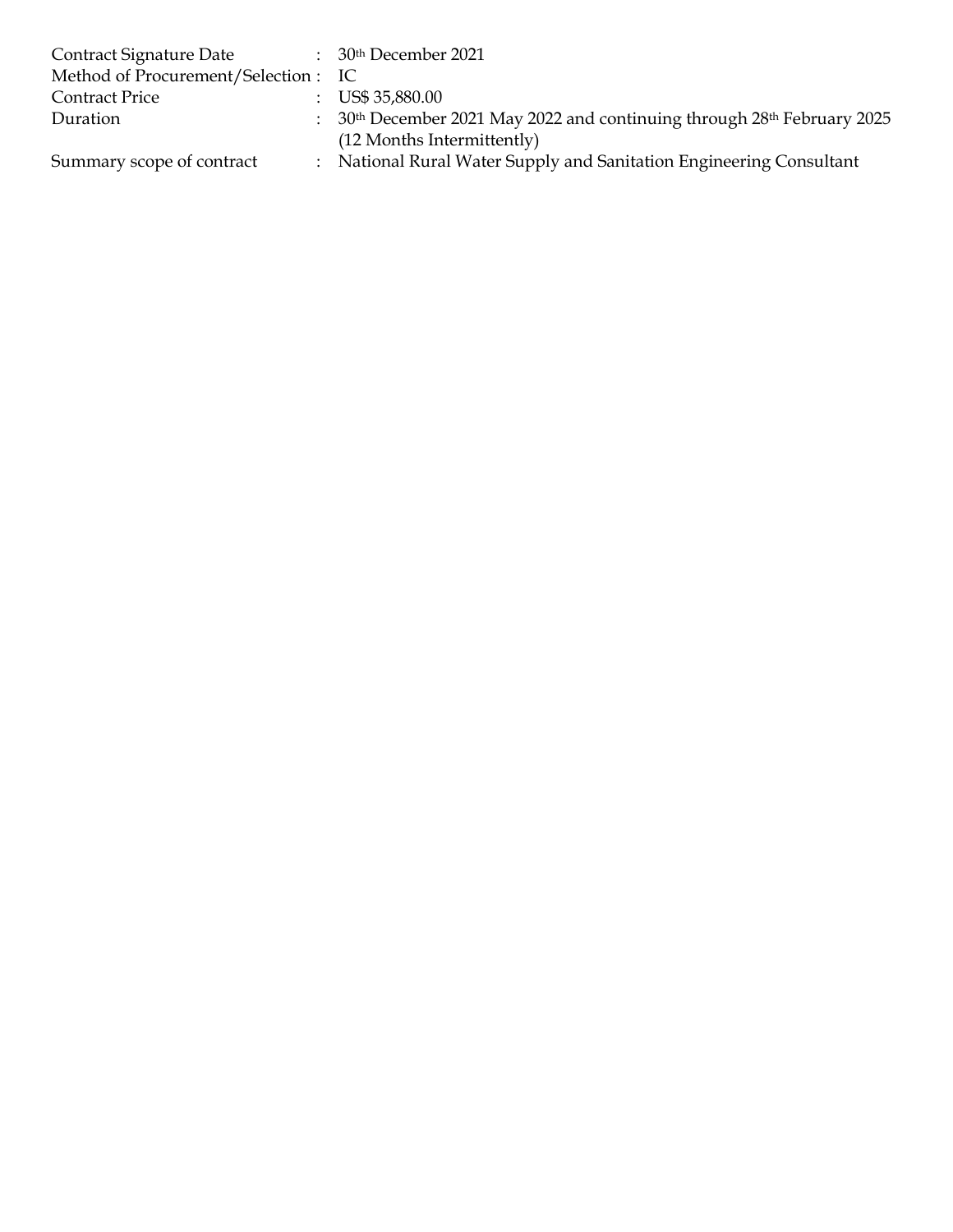| | | |
|---|---|---|
| Contract Signature Date | : | 30th December 2021 |
| Method of Procurement/Selection | : | IC |
| Contract Price | : | US$ 35,880.00 |
| Duration | : | 30th December 2021 May 2022 and continuing through 28th February 2025 (12 Months Intermittently) |
| Summary scope of contract | : | National Rural Water Supply and Sanitation Engineering Consultant |